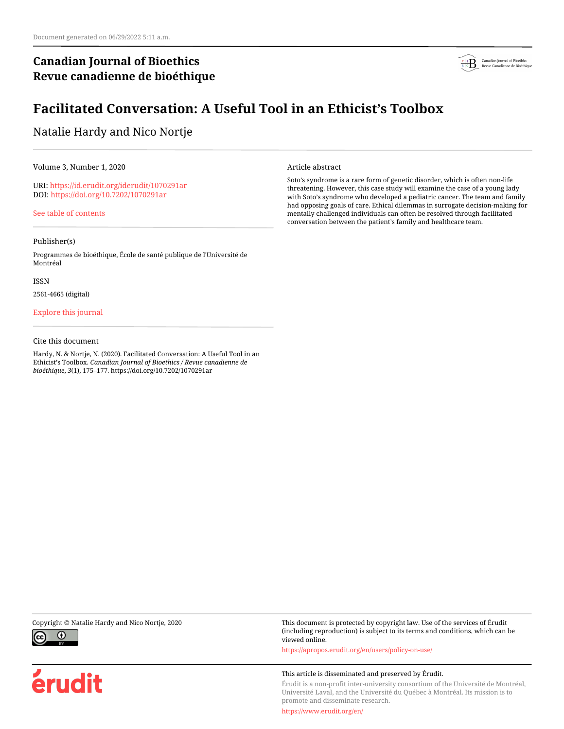Document generated on 06/29/2022 5:11 a.m.

**Canadian Journal of Bioethics**
**Revue canadienne de bioéthique**

# Facilitated Conversation: A Useful Tool in an Ethicist's Toolbox

Natalie Hardy and Nico Nortje

Volume 3, Number 1, 2020

URI: https://id.erudit.org/iderudit/1070291ar
DOI: https://doi.org/10.7202/1070291ar

See table of contents

Publisher(s)

Programmes de bioéthique, École de santé publique de l'Université de Montréal

ISSN

2561-4665 (digital)

Explore this journal

Cite this document

Hardy, N. & Nortje, N. (2020). Facilitated Conversation: A Useful Tool in an Ethicist's Toolbox. *Canadian Journal of Bioethics / Revue canadienne de bioéthique*, *3*(1), 175–177. https://doi.org/10.7202/1070291ar

Article abstract

Soto's syndrome is a rare form of genetic disorder, which is often non-life threatening. However, this case study will examine the case of a young lady with Soto's syndrome who developed a pediatric cancer. The team and family had opposing goals of care. Ethical dilemmas in surrogate decision-making for mentally challenged individuals can often be resolved through facilitated conversation between the patient's family and healthcare team.

Copyright © Natalie Hardy and Nico Nortje, 2020

This document is protected by copyright law. Use of the services of Érudit (including reproduction) is subject to its terms and conditions, which can be viewed online.

https://apropos.erudit.org/en/users/policy-on-use/

This article is disseminated and preserved by Érudit.

Érudit is a non-profit inter-university consortium of the Université de Montréal, Université Laval, and the Université du Québec à Montréal. Its mission is to promote and disseminate research.

https://www.erudit.org/en/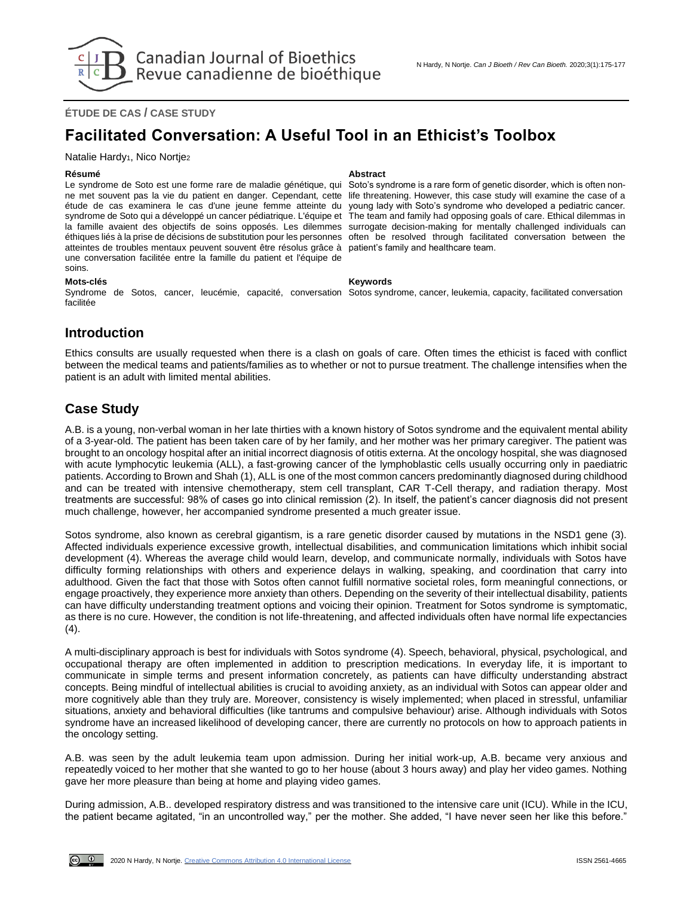ÉTUDE DE CAS / CASE STUDY

# Facilitated Conversation: A Useful Tool in an Ethicist's Toolbox

Natalie Hardy[1], Nico Nortje[2]

**Résumé**

Le syndrome de Soto est une forme rare de maladie génétique, qui ne met souvent pas la vie du patient en danger. Cependant, cette étude de cas examinera le cas d'une jeune femme atteinte du syndrome de Soto qui a développé un cancer pédiatrique. L'équipe et la famille avaient des objectifs de soins opposés. Les dilemmes éthiques liés à la prise de décisions de substitution pour les personnes atteintes de troubles mentaux peuvent souvent être résolus grâce à une conversation facilitée entre la famille du patient et l'équipe de soins.

**Mots-clés**

Syndrome de Sotos, cancer, leucémie, capacité, conversation facilitée

**Abstract**

Soto's syndrome is a rare form of genetic disorder, which is often non-life threatening. However, this case study will examine the case of a young lady with Soto's syndrome who developed a pediatric cancer. The team and family had opposing goals of care. Ethical dilemmas in surrogate decision-making for mentally challenged individuals can often be resolved through facilitated conversation between the patient's family and healthcare team.

**Keywords**

Sotos syndrome, cancer, leukemia, capacity, facilitated conversation

## Introduction

Ethics consults are usually requested when there is a clash on goals of care. Often times the ethicist is faced with conflict between the medical teams and patients/families as to whether or not to pursue treatment. The challenge intensifies when the patient is an adult with limited mental abilities.

## Case Study

A.B. is a young, non-verbal woman in her late thirties with a known history of Sotos syndrome and the equivalent mental ability of a 3-year-old. The patient has been taken care of by her family, and her mother was her primary caregiver. The patient was brought to an oncology hospital after an initial incorrect diagnosis of otitis externa. At the oncology hospital, she was diagnosed with acute lymphocytic leukemia (ALL), a fast-growing cancer of the lymphoblastic cells usually occurring only in paediatric patients. According to Brown and Shah (1), ALL is one of the most common cancers predominantly diagnosed during childhood and can be treated with intensive chemotherapy, stem cell transplant, CAR T-Cell therapy, and radiation therapy. Most treatments are successful: 98% of cases go into clinical remission (2). In itself, the patient's cancer diagnosis did not present much challenge, however, her accompanied syndrome presented a much greater issue.

Sotos syndrome, also known as cerebral gigantism, is a rare genetic disorder caused by mutations in the NSD1 gene (3). Affected individuals experience excessive growth, intellectual disabilities, and communication limitations which inhibit social development (4). Whereas the average child would learn, develop, and communicate normally, individuals with Sotos have difficulty forming relationships with others and experience delays in walking, speaking, and coordination that carry into adulthood. Given the fact that those with Sotos often cannot fulfill normative societal roles, form meaningful connections, or engage proactively, they experience more anxiety than others. Depending on the severity of their intellectual disability, patients can have difficulty understanding treatment options and voicing their opinion. Treatment for Sotos syndrome is symptomatic, as there is no cure. However, the condition is not life-threatening, and affected individuals often have normal life expectancies (4).

A multi-disciplinary approach is best for individuals with Sotos syndrome (4). Speech, behavioral, physical, psychological, and occupational therapy are often implemented in addition to prescription medications. In everyday life, it is important to communicate in simple terms and present information concretely, as patients can have difficulty understanding abstract concepts. Being mindful of intellectual abilities is crucial to avoiding anxiety, as an individual with Sotos can appear older and more cognitively able than they truly are. Moreover, consistency is wisely implemented; when placed in stressful, unfamiliar situations, anxiety and behavioral difficulties (like tantrums and compulsive behaviour) arise. Although individuals with Sotos syndrome have an increased likelihood of developing cancer, there are currently no protocols on how to approach patients in the oncology setting.

A.B. was seen by the adult leukemia team upon admission. During her initial work-up, A.B. became very anxious and repeatedly voiced to her mother that she wanted to go to her house (about 3 hours away) and play her video games. Nothing gave her more pleasure than being at home and playing video games.

During admission, A.B.. developed respiratory distress and was transitioned to the intensive care unit (ICU). While in the ICU, the patient became agitated, "in an uncontrolled way," per the mother. She added, "I have never seen her like this before."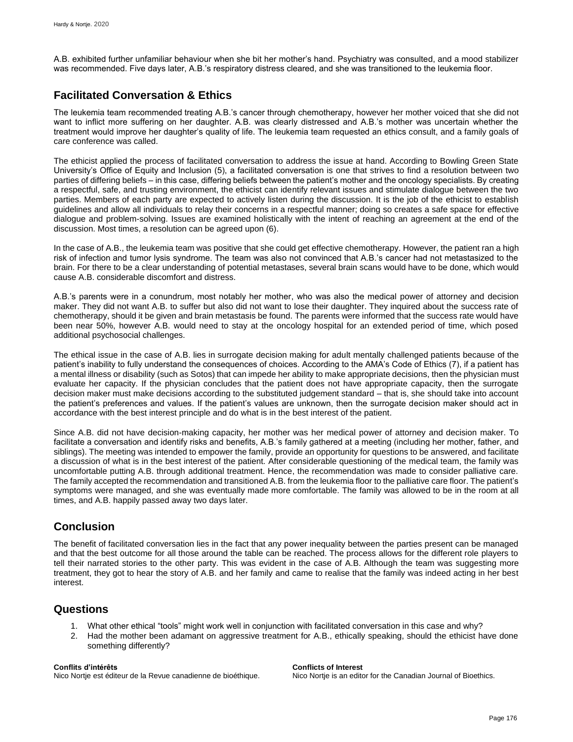A.B. exhibited further unfamiliar behaviour when she bit her mother's hand. Psychiatry was consulted, and a mood stabilizer was recommended. Five days later, A.B.'s respiratory distress cleared, and she was transitioned to the leukemia floor.

## Facilitated Conversation & Ethics

The leukemia team recommended treating A.B.'s cancer through chemotherapy, however her mother voiced that she did not want to inflict more suffering on her daughter. A.B. was clearly distressed and A.B.'s mother was uncertain whether the treatment would improve her daughter's quality of life. The leukemia team requested an ethics consult, and a family goals of care conference was called.

The ethicist applied the process of facilitated conversation to address the issue at hand. According to Bowling Green State University's Office of Equity and Inclusion (5), a facilitated conversation is one that strives to find a resolution between two parties of differing beliefs – in this case, differing beliefs between the patient's mother and the oncology specialists. By creating a respectful, safe, and trusting environment, the ethicist can identify relevant issues and stimulate dialogue between the two parties. Members of each party are expected to actively listen during the discussion. It is the job of the ethicist to establish guidelines and allow all individuals to relay their concerns in a respectful manner; doing so creates a safe space for effective dialogue and problem-solving. Issues are examined holistically with the intent of reaching an agreement at the end of the discussion. Most times, a resolution can be agreed upon (6).

In the case of A.B., the leukemia team was positive that she could get effective chemotherapy. However, the patient ran a high risk of infection and tumor lysis syndrome. The team was also not convinced that A.B.'s cancer had not metastasized to the brain. For there to be a clear understanding of potential metastases, several brain scans would have to be done, which would cause A.B. considerable discomfort and distress.

A.B.'s parents were in a conundrum, most notably her mother, who was also the medical power of attorney and decision maker. They did not want A.B. to suffer but also did not want to lose their daughter. They inquired about the success rate of chemotherapy, should it be given and brain metastasis be found. The parents were informed that the success rate would have been near 50%, however A.B. would need to stay at the oncology hospital for an extended period of time, which posed additional psychosocial challenges.

The ethical issue in the case of A.B. lies in surrogate decision making for adult mentally challenged patients because of the patient's inability to fully understand the consequences of choices. According to the AMA's Code of Ethics (7), if a patient has a mental illness or disability (such as Sotos) that can impede her ability to make appropriate decisions, then the physician must evaluate her capacity. If the physician concludes that the patient does not have appropriate capacity, then the surrogate decision maker must make decisions according to the substituted judgement standard – that is, she should take into account the patient's preferences and values. If the patient's values are unknown, then the surrogate decision maker should act in accordance with the best interest principle and do what is in the best interest of the patient.

Since A.B. did not have decision-making capacity, her mother was her medical power of attorney and decision maker. To facilitate a conversation and identify risks and benefits, A.B.'s family gathered at a meeting (including her mother, father, and siblings). The meeting was intended to empower the family, provide an opportunity for questions to be answered, and facilitate a discussion of what is in the best interest of the patient. After considerable questioning of the medical team, the family was uncomfortable putting A.B. through additional treatment. Hence, the recommendation was made to consider palliative care. The family accepted the recommendation and transitioned A.B. from the leukemia floor to the palliative care floor. The patient's symptoms were managed, and she was eventually made more comfortable. The family was allowed to be in the room at all times, and A.B. happily passed away two days later.

## Conclusion

The benefit of facilitated conversation lies in the fact that any power inequality between the parties present can be managed and that the best outcome for all those around the table can be reached. The process allows for the different role players to tell their narrated stories to the other party. This was evident in the case of A.B. Although the team was suggesting more treatment, they got to hear the story of A.B. and her family and came to realise that the family was indeed acting in her best interest.

## Questions

1. What other ethical "tools" might work well in conjunction with facilitated conversation in this case and why?
2. Had the mother been adamant on aggressive treatment for A.B., ethically speaking, should the ethicist have done something differently?

**Conflits d'intérêts**
Nico Nortje est éditeur de la Revue canadienne de bioéthique.

**Conflicts of Interest**
Nico Nortje is an editor for the Canadian Journal of Bioethics.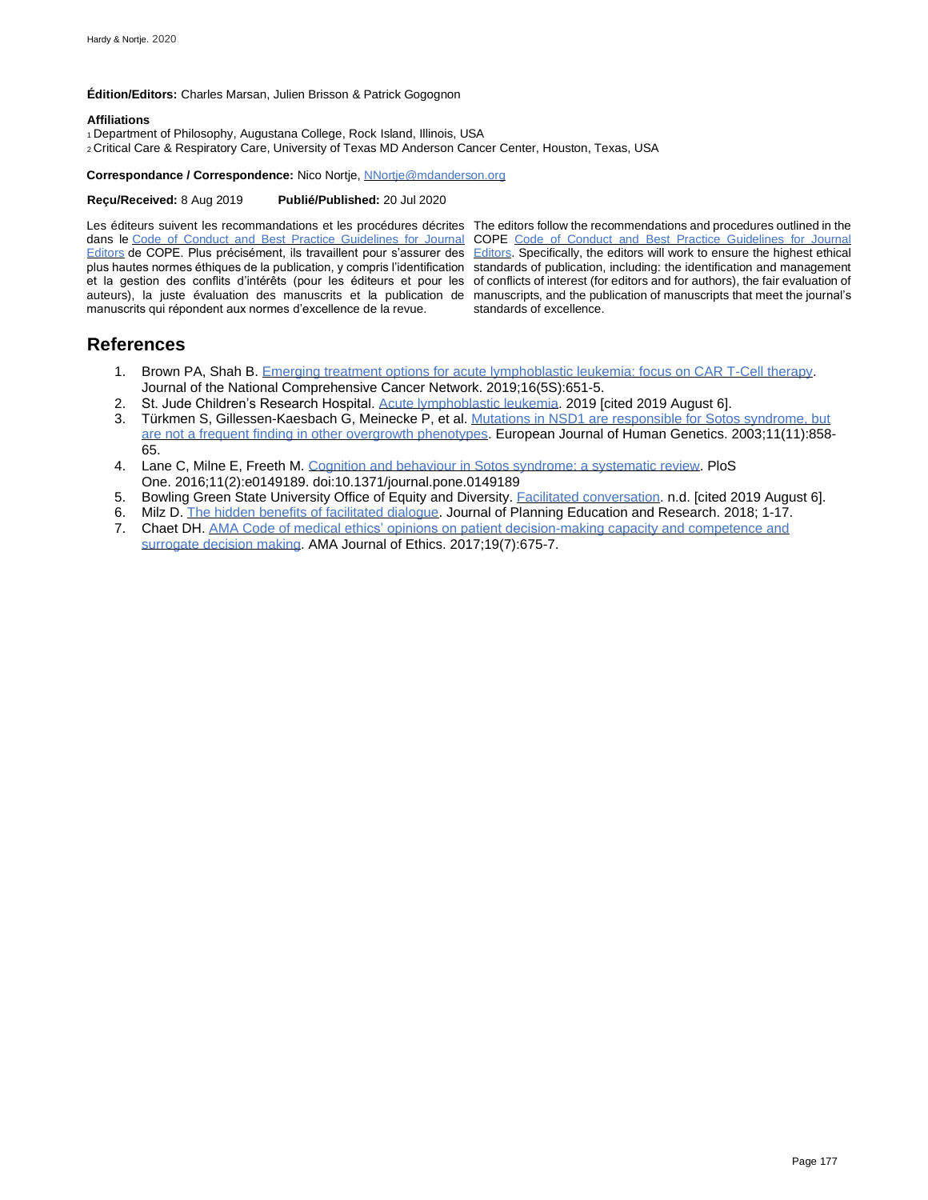**Édition/Editors:** Charles Marsan, Julien Brisson & Patrick Gogognon

**Affiliations**

[1] Department of Philosophy, Augustana College, Rock Island, Illinois, USA

[2] Critical Care & Respiratory Care, University of Texas MD Anderson Cancer Center, Houston, Texas, USA

**Correspondance / Correspondence:** Nico Nortje, NNortje@mdanderson.org

**Reçu/Received:** 8 Aug 2019 **Publié/Published:** 20 Jul 2020

Les éditeurs suivent les recommandations et les procédures décrites dans le Code of Conduct and Best Practice Guidelines for Journal Editors de COPE. Plus précisément, ils travaillent pour s'assurer des plus hautes normes éthiques de la publication, y compris l'identification et la gestion des conflits d'intérêts (pour les éditeurs et pour les auteurs), la juste évaluation des manuscrits et la publication de manuscrits qui répondent aux normes d'excellence de la revue.

The editors follow the recommendations and procedures outlined in the COPE Code of Conduct and Best Practice Guidelines for Journal Editors. Specifically, the editors will work to ensure the highest ethical standards of publication, including: the identification and management of conflicts of interest (for editors and for authors), the fair evaluation of manuscripts, and the publication of manuscripts that meet the journal's standards of excellence.

## References

1. Brown PA, Shah B. Emerging treatment options for acute lymphoblastic leukemia: focus on CAR T-Cell therapy. Journal of the National Comprehensive Cancer Network. 2019;16(5S):651-5.
2. St. Jude Children's Research Hospital. Acute lymphoblastic leukemia. 2019 [cited 2019 August 6].
3. Türkmen S, Gillessen-Kaesbach G, Meinecke P, et al. Mutations in NSD1 are responsible for Sotos syndrome, but are not a frequent finding in other overgrowth phenotypes. European Journal of Human Genetics. 2003;11(11):858-65.
4. Lane C, Milne E, Freeth M. Cognition and behaviour in Sotos syndrome: a systematic review. PloS One. 2016;11(2):e0149189. doi:10.1371/journal.pone.0149189
5. Bowling Green State University Office of Equity and Diversity. Facilitated conversation. n.d. [cited 2019 August 6].
6. Milz D. The hidden benefits of facilitated dialogue. Journal of Planning Education and Research. 2018; 1-17.
7. Chaet DH. AMA Code of medical ethics' opinions on patient decision-making capacity and competence and surrogate decision making. AMA Journal of Ethics. 2017;19(7):675-7.